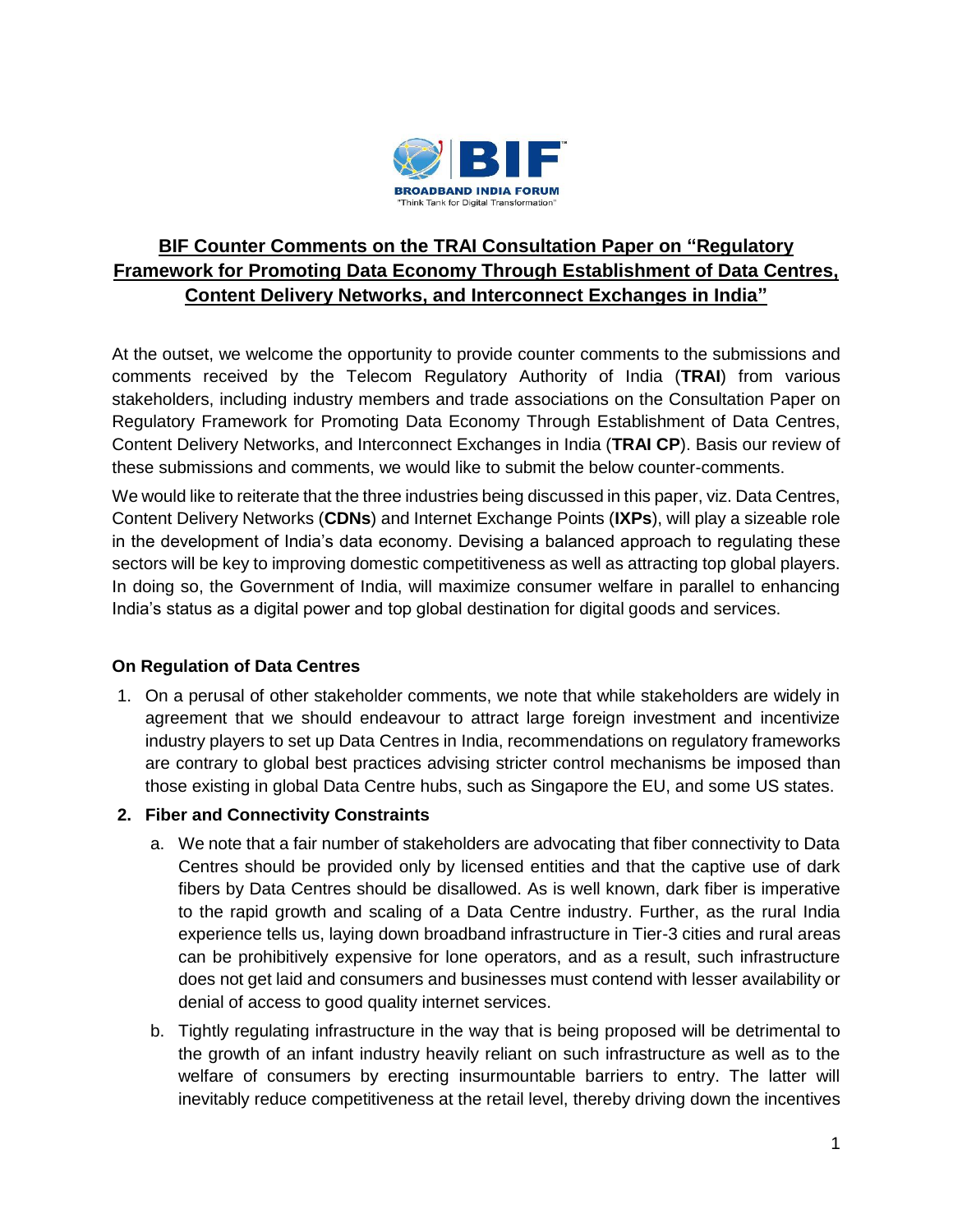BROADBAND INDIA FORUM
"Think Tank for Digital Transformation"

# BIF Counter Comments on the TRAI Consultation Paper on "Regulatory Framework for Promoting Data Economy Through Establishment of Data Centres, Content Delivery Networks, and Interconnect Exchanges in India"

At the outset, we welcome the opportunity to provide counter comments to the submissions and comments received by the Telecom Regulatory Authority of India (**TRAI**) from various stakeholders, including industry members and trade associations on the Consultation Paper on Regulatory Framework for Promoting Data Economy Through Establishment of Data Centres, Content Delivery Networks, and Interconnect Exchanges in India (**TRAI CP**). Basis our review of these submissions and comments, we would like to submit the below counter-comments.

We would like to reiterate that the three industries being discussed in this paper, viz. Data Centres, Content Delivery Networks (**CDNs**) and Internet Exchange Points (**IXPs**), will play a sizeable role in the development of India's data economy. Devising a balanced approach to regulating these sectors will be key to improving domestic competitiveness as well as attracting top global players. In doing so, the Government of India, will maximize consumer welfare in parallel to enhancing India's status as a digital power and top global destination for digital goods and services.

**On Regulation of Data Centres**

1. On a perusal of other stakeholder comments, we note that while stakeholders are widely in agreement that we should endeavour to attract large foreign investment and incentivize industry players to set up Data Centres in India, recommendations on regulatory frameworks are contrary to global best practices advising stricter control mechanisms be imposed than those existing in global Data Centre hubs, such as Singapore the EU, and some US states.

2. **Fiber and Connectivity Constraints**
   a. We note that a fair number of stakeholders are advocating that fiber connectivity to Data Centres should be provided only by licensed entities and that the captive use of dark fibers by Data Centres should be disallowed. As is well known, dark fiber is imperative to the rapid growth and scaling of a Data Centre industry. Further, as the rural India experience tells us, laying down broadband infrastructure in Tier-3 cities and rural areas can be prohibitively expensive for lone operators, and as a result, such infrastructure does not get laid and consumers and businesses must contend with lesser availability or denial of access to good quality internet services.
   b. Tightly regulating infrastructure in the way that is being proposed will be detrimental to the growth of an infant industry heavily reliant on such infrastructure as well as to the welfare of consumers by erecting insurmountable barriers to entry. The latter will inevitably reduce competitiveness at the retail level, thereby driving down the incentives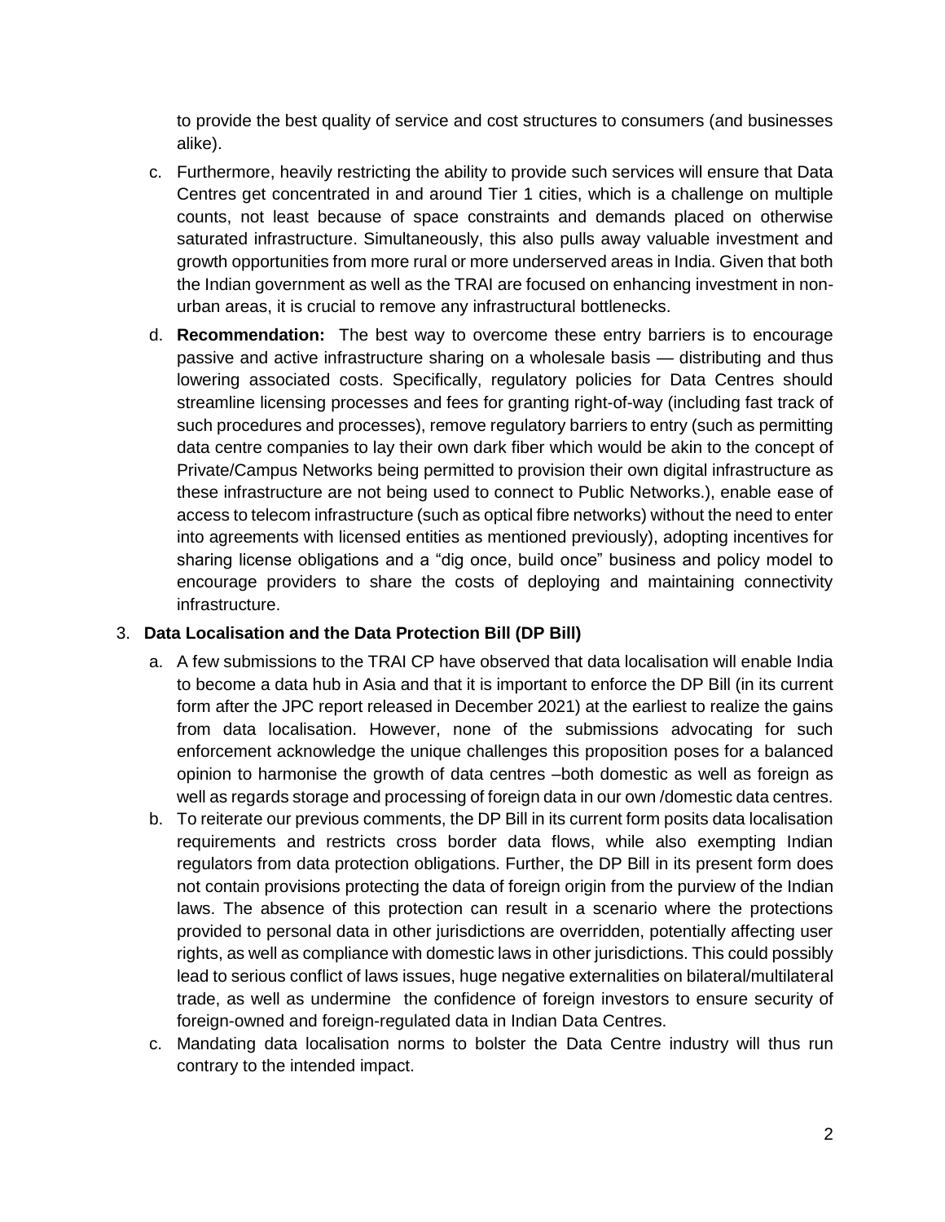to provide the best quality of service and cost structures to consumers (and businesses alike).

c. Furthermore, heavily restricting the ability to provide such services will ensure that Data Centres get concentrated in and around Tier 1 cities, which is a challenge on multiple counts, not least because of space constraints and demands placed on otherwise saturated infrastructure. Simultaneously, this also pulls away valuable investment and growth opportunities from more rural or more underserved areas in India. Given that both the Indian government as well as the TRAI are focused on enhancing investment in non-urban areas, it is crucial to remove any infrastructural bottlenecks.

d. **Recommendation:** The best way to overcome these entry barriers is to encourage passive and active infrastructure sharing on a wholesale basis — distributing and thus lowering associated costs. Specifically, regulatory policies for Data Centres should streamline licensing processes and fees for granting right-of-way (including fast track of such procedures and processes), remove regulatory barriers to entry (such as permitting data centre companies to lay their own dark fiber which would be akin to the concept of Private/Campus Networks being permitted to provision their own digital infrastructure as these infrastructure are not being used to connect to Public Networks.), enable ease of access to telecom infrastructure (such as optical fibre networks) without the need to enter into agreements with licensed entities as mentioned previously), adopting incentives for sharing license obligations and a "dig once, build once" business and policy model to encourage providers to share the costs of deploying and maintaining connectivity infrastructure.

3. **Data Localisation and the Data Protection Bill (DP Bill)**

a. A few submissions to the TRAI CP have observed that data localisation will enable India to become a data hub in Asia and that it is important to enforce the DP Bill (in its current form after the JPC report released in December 2021) at the earliest to realize the gains from data localisation. However, none of the submissions advocating for such enforcement acknowledge the unique challenges this proposition poses for a balanced opinion to harmonise the growth of data centres –both domestic as well as foreign as well as regards storage and processing of foreign data in our own /domestic data centres.

b. To reiterate our previous comments, the DP Bill in its current form posits data localisation requirements and restricts cross border data flows, while also exempting Indian regulators from data protection obligations. Further, the DP Bill in its present form does not contain provisions protecting the data of foreign origin from the purview of the Indian laws. The absence of this protection can result in a scenario where the protections provided to personal data in other jurisdictions are overridden, potentially affecting user rights, as well as compliance with domestic laws in other jurisdictions. This could possibly lead to serious conflict of laws issues, huge negative externalities on bilateral/multilateral trade, as well as undermine the confidence of foreign investors to ensure security of foreign-owned and foreign-regulated data in Indian Data Centres.

c. Mandating data localisation norms to bolster the Data Centre industry will thus run contrary to the intended impact.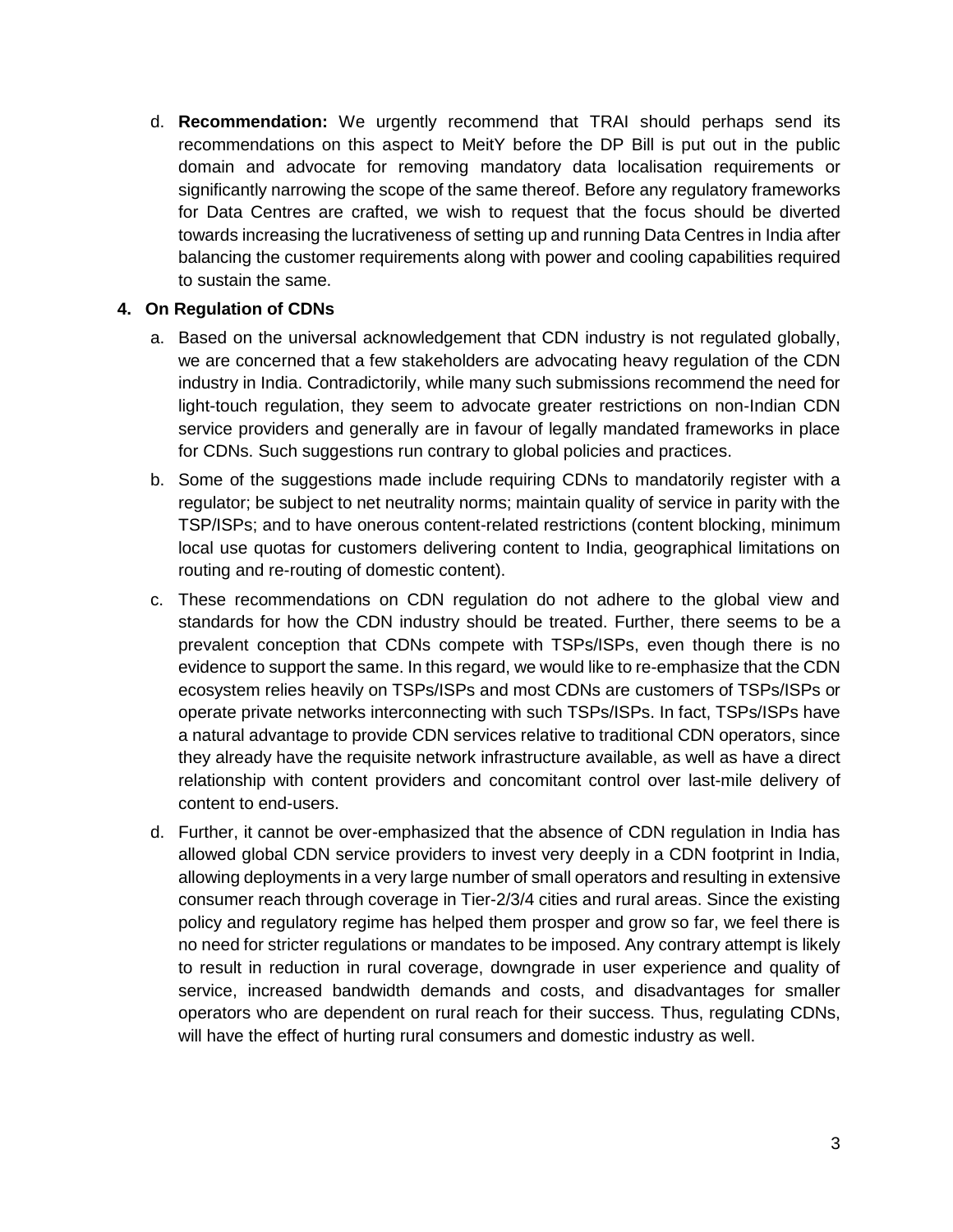d. **Recommendation:** We urgently recommend that TRAI should perhaps send its recommendations on this aspect to MeitY before the DP Bill is put out in the public domain and advocate for removing mandatory data localisation requirements or significantly narrowing the scope of the same thereof. Before any regulatory frameworks for Data Centres are crafted, we wish to request that the focus should be diverted towards increasing the lucrativeness of setting up and running Data Centres in India after balancing the customer requirements along with power and cooling capabilities required to sustain the same.

**4. On Regulation of CDNs**

a. Based on the universal acknowledgement that CDN industry is not regulated globally, we are concerned that a few stakeholders are advocating heavy regulation of the CDN industry in India. Contradictorily, while many such submissions recommend the need for light-touch regulation, they seem to advocate greater restrictions on non-Indian CDN service providers and generally are in favour of legally mandated frameworks in place for CDNs. Such suggestions run contrary to global policies and practices.

b. Some of the suggestions made include requiring CDNs to mandatorily register with a regulator; be subject to net neutrality norms; maintain quality of service in parity with the TSP/ISPs; and to have onerous content-related restrictions (content blocking, minimum local use quotas for customers delivering content to India, geographical limitations on routing and re-routing of domestic content).

c. These recommendations on CDN regulation do not adhere to the global view and standards for how the CDN industry should be treated. Further, there seems to be a prevalent conception that CDNs compete with TSPs/ISPs, even though there is no evidence to support the same. In this regard, we would like to re-emphasize that the CDN ecosystem relies heavily on TSPs/ISPs and most CDNs are customers of TSPs/ISPs or operate private networks interconnecting with such TSPs/ISPs. In fact, TSPs/ISPs have a natural advantage to provide CDN services relative to traditional CDN operators, since they already have the requisite network infrastructure available, as well as have a direct relationship with content providers and concomitant control over last-mile delivery of content to end-users.

d. Further, it cannot be over-emphasized that the absence of CDN regulation in India has allowed global CDN service providers to invest very deeply in a CDN footprint in India, allowing deployments in a very large number of small operators and resulting in extensive consumer reach through coverage in Tier-2/3/4 cities and rural areas. Since the existing policy and regulatory regime has helped them prosper and grow so far, we feel there is no need for stricter regulations or mandates to be imposed. Any contrary attempt is likely to result in reduction in rural coverage, downgrade in user experience and quality of service, increased bandwidth demands and costs, and disadvantages for smaller operators who are dependent on rural reach for their success. Thus, regulating CDNs, will have the effect of hurting rural consumers and domestic industry as well.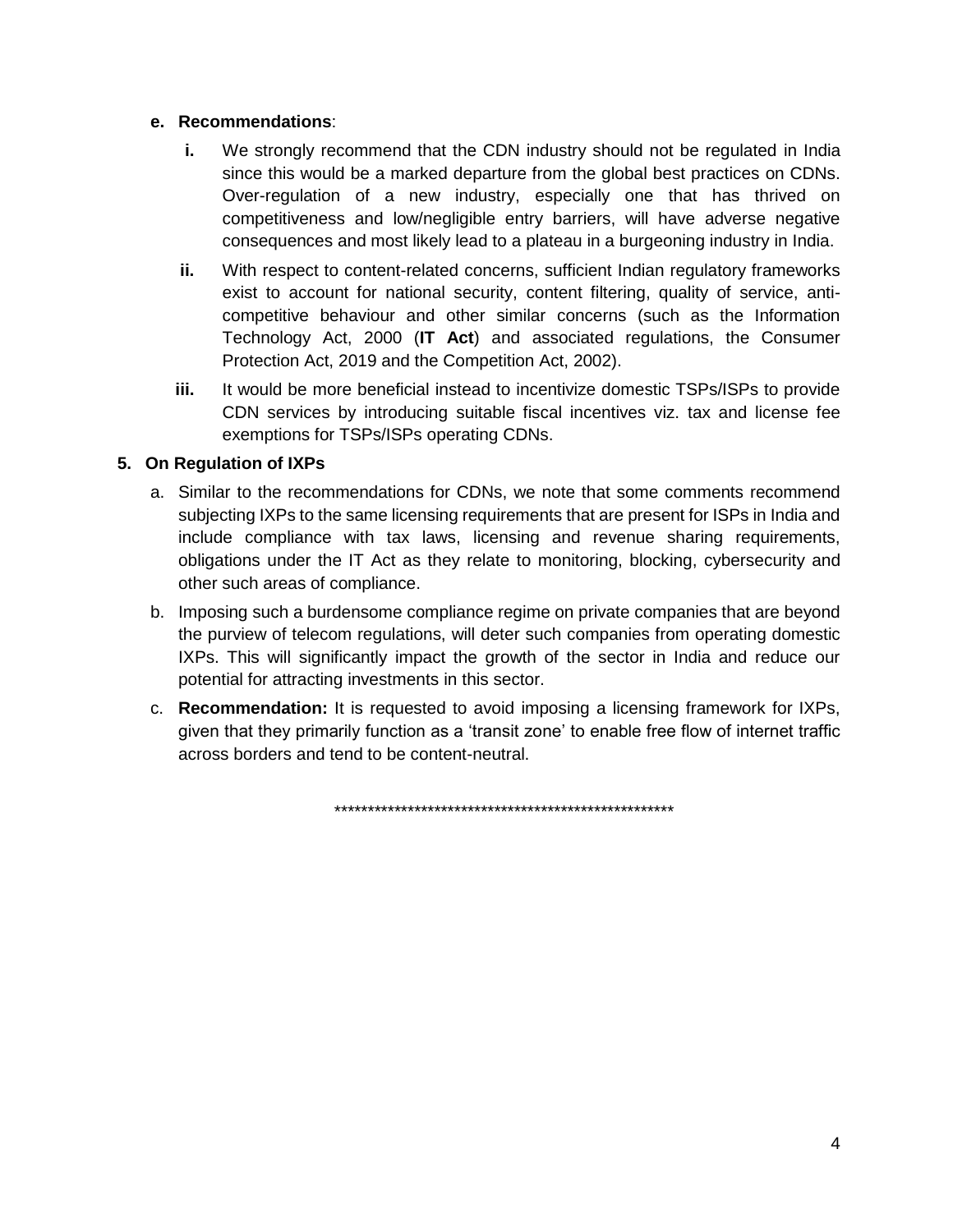**e. Recommendations**:

- **i.** We strongly recommend that the CDN industry should not be regulated in India since this would be a marked departure from the global best practices on CDNs. Over-regulation of a new industry, especially one that has thrived on competitiveness and low/negligible entry barriers, will have adverse negative consequences and most likely lead to a plateau in a burgeoning industry in India.
- **ii.** With respect to content-related concerns, sufficient Indian regulatory frameworks exist to account for national security, content filtering, quality of service, anti-competitive behaviour and other similar concerns (such as the Information Technology Act, 2000 (**IT Act**) and associated regulations, the Consumer Protection Act, 2019 and the Competition Act, 2002).
- **iii.** It would be more beneficial instead to incentivize domestic TSPs/ISPs to provide CDN services by introducing suitable fiscal incentives viz. tax and license fee exemptions for TSPs/ISPs operating CDNs.

**5. On Regulation of IXPs**

a. Similar to the recommendations for CDNs, we note that some comments recommend subjecting IXPs to the same licensing requirements that are present for ISPs in India and include compliance with tax laws, licensing and revenue sharing requirements, obligations under the IT Act as they relate to monitoring, blocking, cybersecurity and other such areas of compliance.

b. Imposing such a burdensome compliance regime on private companies that are beyond the purview of telecom regulations, will deter such companies from operating domestic IXPs. This will significantly impact the growth of the sector in India and reduce our potential for attracting investments in this sector.

c. **Recommendation:** It is requested to avoid imposing a licensing framework for IXPs, given that they primarily function as a 'transit zone' to enable free flow of internet traffic across borders and tend to be content-neutral.

\*\*\*\*\*\*\*\*\*\*\*\*\*\*\*\*\*\*\*\*\*\*\*\*\*\*\*\*\*\*\*\*\*\*\*\*\*\*\*\*\*\*\*\*\*\*\*\*\*\*\*\*\*\*\*